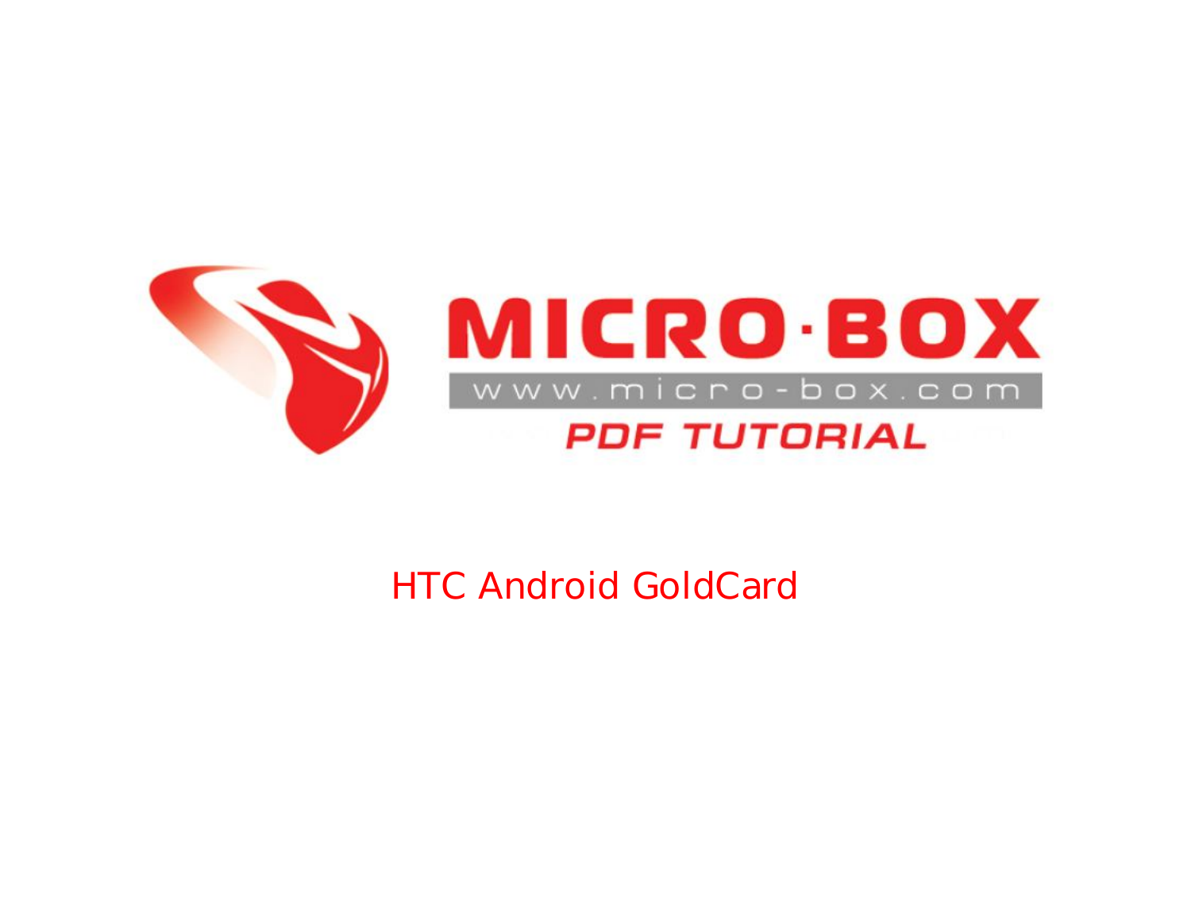MICRO·BOX

www.micro-box.com

PDF TUTORIAL

# HTC Android GoldCard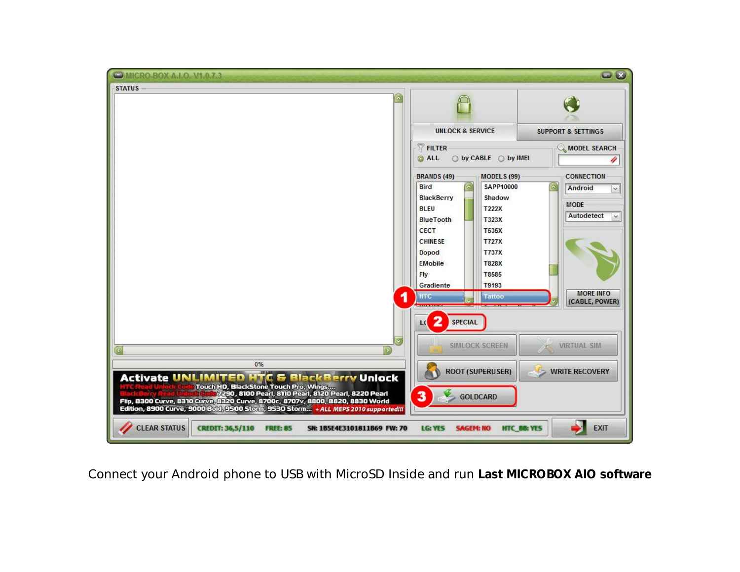Connect your Android phone to USB with MicroSD Inside and run **Last MICROBOX AIO software**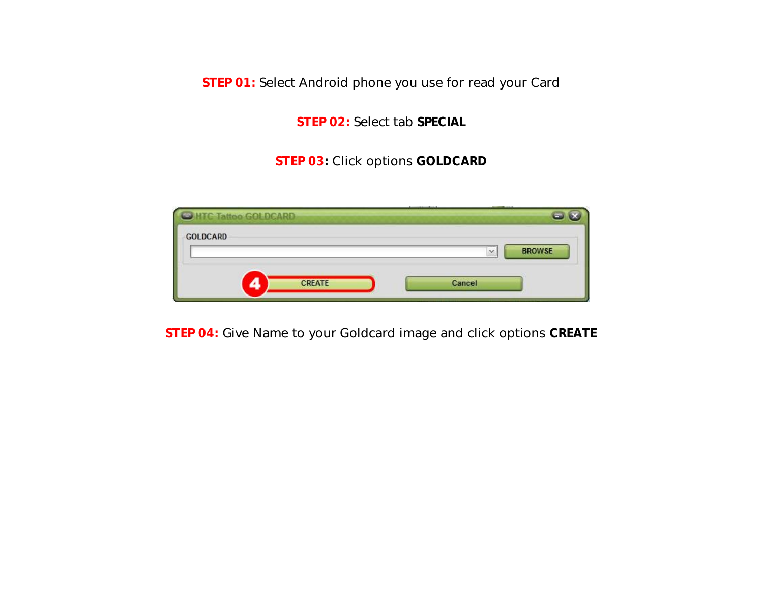**STEP 01:** Select Android phone you use for read your Card

**STEP 02:** Select tab **SPECIAL**

**STEP 03:** Click options **GOLDCARD**

**STEP 04:** Give Name to your Goldcard image and click options **CREATE**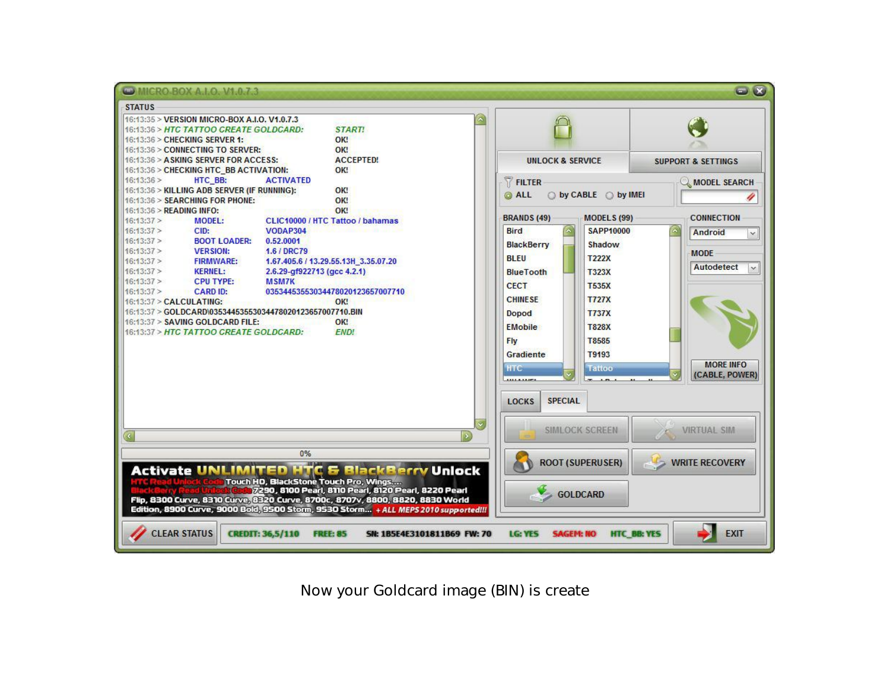Now your Goldcard image (BIN) is create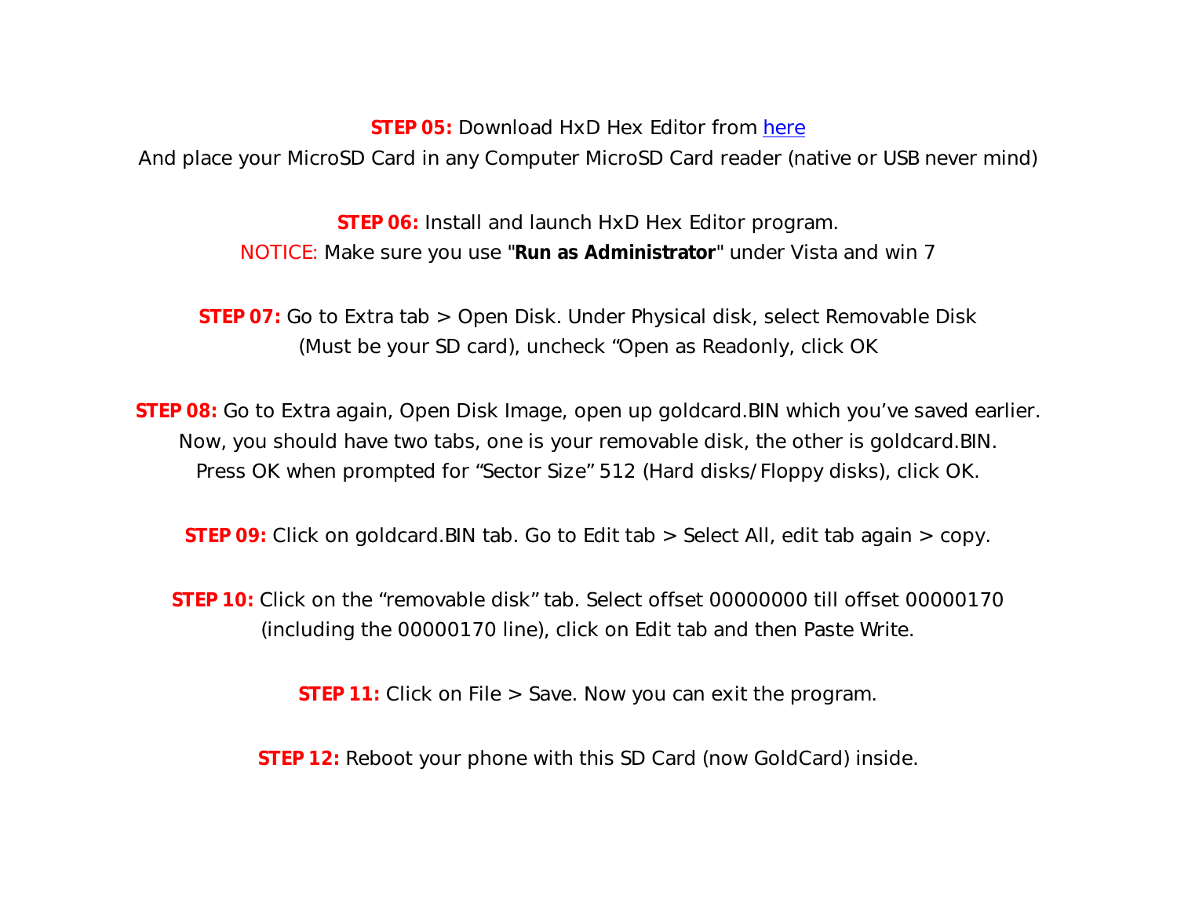**STEP 05:** Download HxD Hex Editor from [here]()
And place your MicroSD Card in any Computer MicroSD Card reader (native or USB never mind)

**STEP 06:** Install and launch HxD Hex Editor program.
NOTICE: Make sure you use "**Run as Administrator**" under Vista and win 7

**STEP 07:** Go to Extra tab > Open Disk. Under Physical disk, select Removable Disk (Must be your SD card), uncheck "Open as Readonly, click OK

**STEP 08:** Go to Extra again, Open Disk Image, open up goldcard.BIN which you've saved earlier. Now, you should have two tabs, one is your removable disk, the other is goldcard.BIN. Press OK when prompted for "Sector Size" 512 (Hard disks/Floppy disks), click OK.

**STEP 09:** Click on goldcard.BIN tab. Go to Edit tab > Select All, edit tab again > copy.

**STEP 10:** Click on the "removable disk" tab. Select offset 00000000 till offset 00000170 (including the 00000170 line), click on Edit tab and then Paste Write.

**STEP 11:** Click on File > Save. Now you can exit the program.

**STEP 12:** Reboot your phone with this SD Card (now GoldCard) inside.